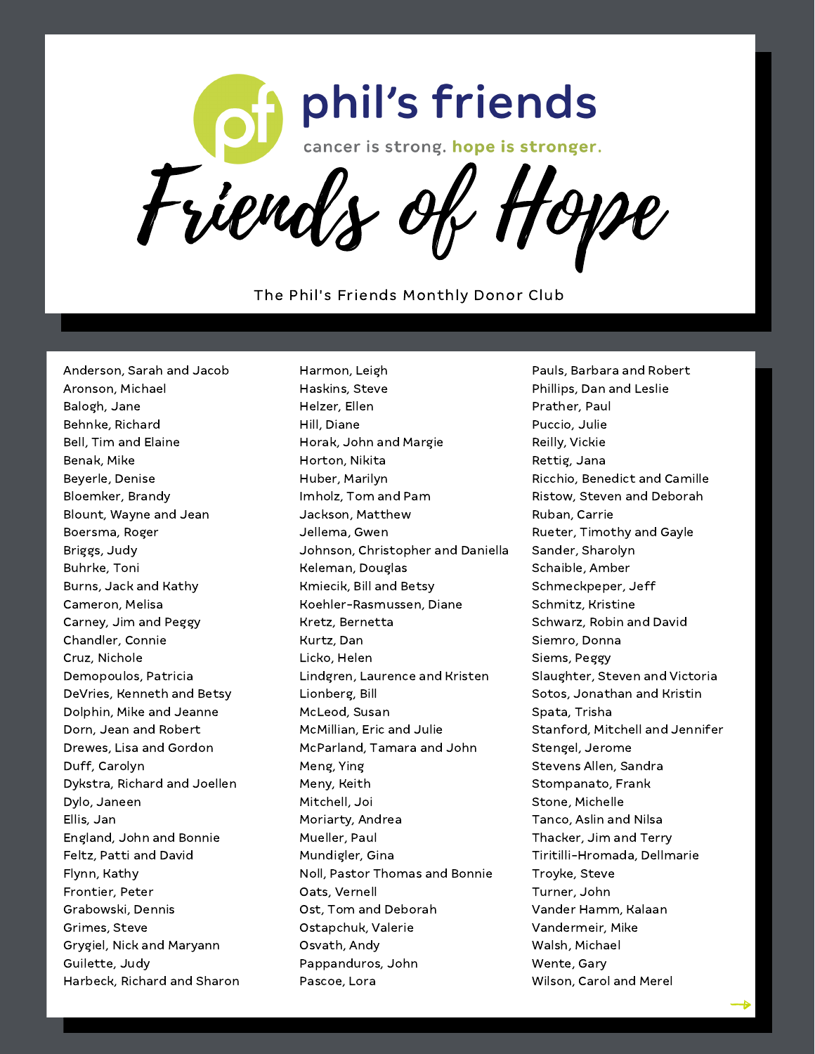# phil's friends

cancer is strong. **hope is stronger.**

# Friends of Hope

The Phil's Friends Monthly Donor Club

Anderson, Sarah and Jacob
Aronson, Michael
Balogh, Jane
Behnke, Richard
Bell, Tim and Elaine
Benak, Mike
Beyerle, Denise
Bloemker, Brandy
Blount, Wayne and Jean
Boersma, Roger
Briggs, Judy
Buhrke, Toni
Burns, Jack and Kathy
Cameron, Melisa
Carney, Jim and Peggy
Chandler, Connie
Cruz, Nichole
Demopoulos, Patricia
DeVries, Kenneth and Betsy
Dolphin, Mike and Jeanne
Dorn, Jean and Robert
Drewes, Lisa and Gordon
Duff, Carolyn
Dykstra, Richard and Joellen
Dylo, Janeen
Ellis, Jan
England, John and Bonnie
Feltz, Patti and David
Flynn, Kathy
Frontier, Peter
Grabowski, Dennis
Grimes, Steve
Grygiel, Nick and Maryann
Guilette, Judy
Harbeck, Richard and Sharon
Harmon, Leigh
Haskins, Steve
Helzer, Ellen
Hill, Diane
Horak, John and Margie
Horton, Nikita
Huber, Marilyn
Imholz, Tom and Pam
Jackson, Matthew
Jellema, Gwen
Johnson, Christopher and Daniella
Keleman, Douglas
Kmiecik, Bill and Betsy
Koehler-Rasmussen, Diane
Kretz, Bernetta
Kurtz, Dan
Licko, Helen
Lindgren, Laurence and Kristen
Lionberg, Bill
McLeod, Susan
McMillian, Eric and Julie
McParland, Tamara and John
Meng, Ying
Meny, Keith
Mitchell, Joi
Moriarty, Andrea
Mueller, Paul
Mundigler, Gina
Noll, Pastor Thomas and Bonnie
Oats, Vernell
Ost, Tom and Deborah
Ostapchuk, Valerie
Osvath, Andy
Pappanduros, John
Pascoe, Lora
Pauls, Barbara and Robert
Phillips, Dan and Leslie
Prather, Paul
Puccio, Julie
Reilly, Vickie
Rettig, Jana
Ricchio, Benedict and Camille
Ristow, Steven and Deborah
Ruban, Carrie
Rueter, Timothy and Gayle
Sander, Sharolyn
Schaible, Amber
Schmeckpeper, Jeff
Schmitz, Kristine
Schwarz, Robin and David
Siemro, Donna
Siems, Peggy
Slaughter, Steven and Victoria
Sotos, Jonathan and Kristin
Spata, Trisha
Stanford, Mitchell and Jennifer
Stengel, Jerome
Stevens Allen, Sandra
Stompanato, Frank
Stone, Michelle
Tanco, Aslin and Nilsa
Thacker, Jim and Terry
Tiritilli-Hromada, Dellmarie
Troyke, Steve
Turner, John
Vander Hamm, Kalaan
Vandermeir, Mike
Walsh, Michael
Wente, Gary
Wilson, Carol and Merel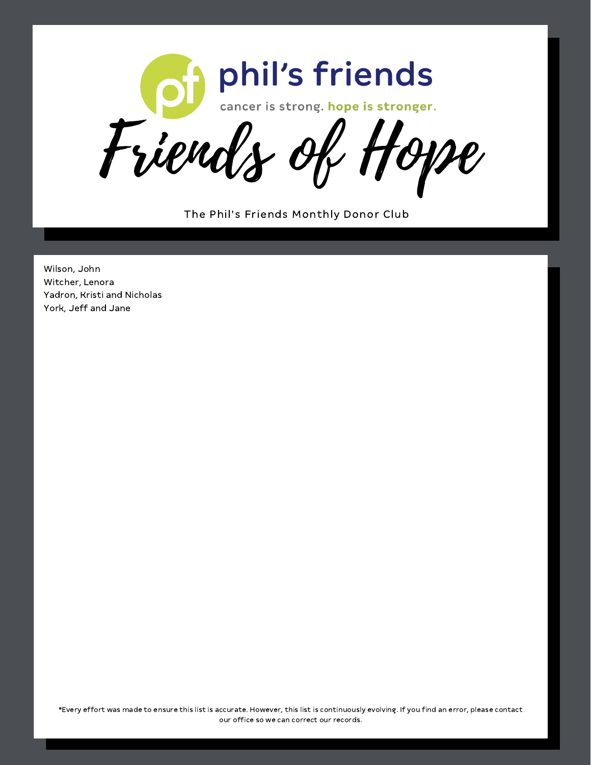phil's friends

cancer is strong. **hope is stronger.**

# Friends of Hope

The Phil's Friends Monthly Donor Club

Wilson, John
Witcher, Lenora
Yadron, Kristi and Nicholas
York, Jeff and Jane

*Every effort was made to ensure this list is accurate. However, this list is continuously evolving. If you find an error, please contact our office so we can correct our records.